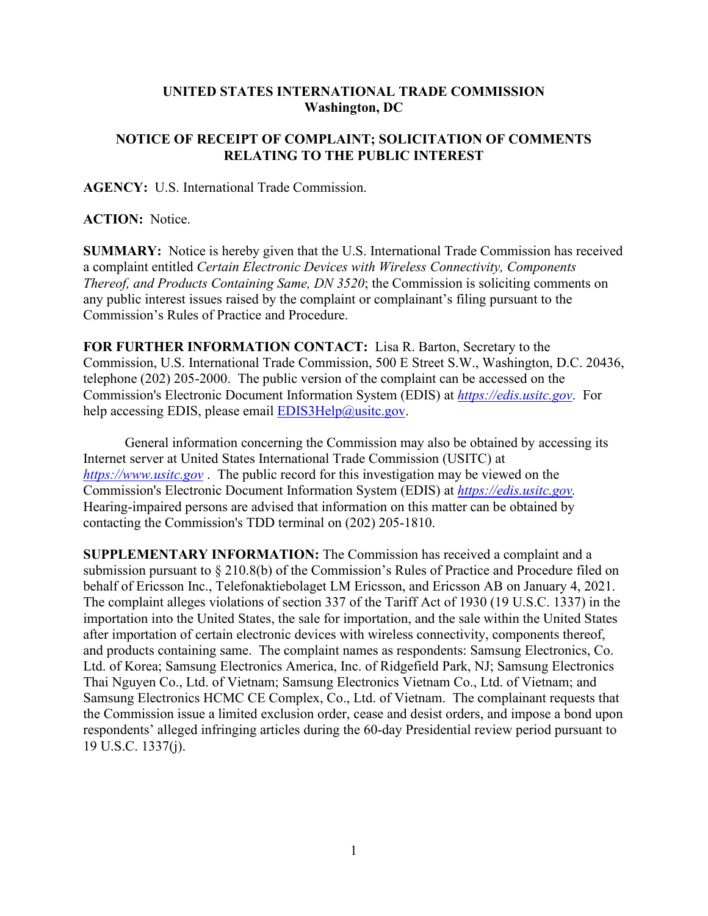**UNITED STATES INTERNATIONAL TRADE COMMISSION**
**Washington, DC**

**NOTICE OF RECEIPT OF COMPLAINT; SOLICITATION OF COMMENTS RELATING TO THE PUBLIC INTEREST**

**AGENCY:** U.S. International Trade Commission.

**ACTION:** Notice.

**SUMMARY:** Notice is hereby given that the U.S. International Trade Commission has received a complaint entitled *Certain Electronic Devices with Wireless Connectivity, Components Thereof, and Products Containing Same, DN 3520*; the Commission is soliciting comments on any public interest issues raised by the complaint or complainant's filing pursuant to the Commission's Rules of Practice and Procedure.

**FOR FURTHER INFORMATION CONTACT:** Lisa R. Barton, Secretary to the Commission, U.S. International Trade Commission, 500 E Street S.W., Washington, D.C. 20436, telephone (202) 205-2000. The public version of the complaint can be accessed on the Commission's Electronic Document Information System (EDIS) at *https://edis.usitc.gov*. For help accessing EDIS, please email EDIS3Help@usitc.gov.

General information concerning the Commission may also be obtained by accessing its Internet server at United States International Trade Commission (USITC) at *https://www.usitc.gov* . The public record for this investigation may be viewed on the Commission's Electronic Document Information System (EDIS) at *https://edis.usitc.gov.* Hearing-impaired persons are advised that information on this matter can be obtained by contacting the Commission's TDD terminal on (202) 205-1810.

**SUPPLEMENTARY INFORMATION:** The Commission has received a complaint and a submission pursuant to § 210.8(b) of the Commission's Rules of Practice and Procedure filed on behalf of Ericsson Inc., Telefonaktiebolaget LM Ericsson, and Ericsson AB on January 4, 2021. The complaint alleges violations of section 337 of the Tariff Act of 1930 (19 U.S.C. 1337) in the importation into the United States, the sale for importation, and the sale within the United States after importation of certain electronic devices with wireless connectivity, components thereof, and products containing same. The complaint names as respondents: Samsung Electronics, Co. Ltd. of Korea; Samsung Electronics America, Inc. of Ridgefield Park, NJ; Samsung Electronics Thai Nguyen Co., Ltd. of Vietnam; Samsung Electronics Vietnam Co., Ltd. of Vietnam; and Samsung Electronics HCMC CE Complex, Co., Ltd. of Vietnam. The complainant requests that the Commission issue a limited exclusion order, cease and desist orders, and impose a bond upon respondents' alleged infringing articles during the 60-day Presidential review period pursuant to 19 U.S.C. 1337(j).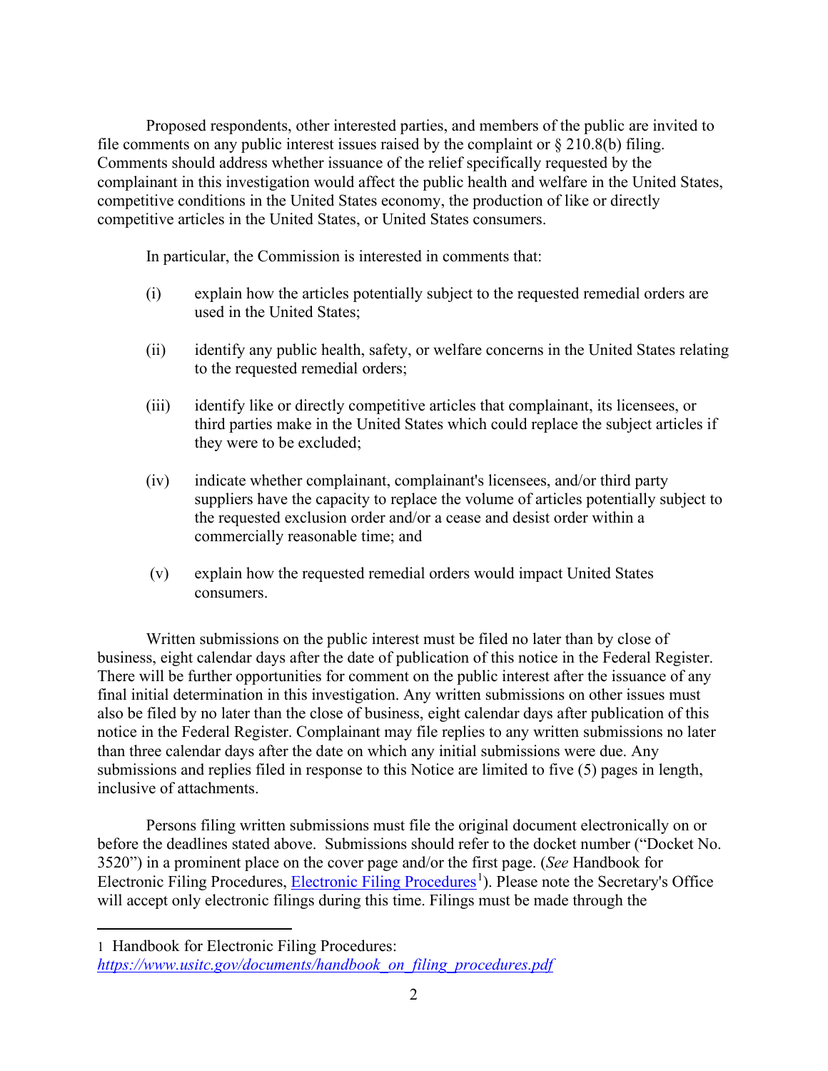Proposed respondents, other interested parties, and members of the public are invited to file comments on any public interest issues raised by the complaint or § 210.8(b) filing. Comments should address whether issuance of the relief specifically requested by the complainant in this investigation would affect the public health and welfare in the United States, competitive conditions in the United States economy, the production of like or directly competitive articles in the United States, or United States consumers.

In particular, the Commission is interested in comments that:

(i) explain how the articles potentially subject to the requested remedial orders are used in the United States;

(ii) identify any public health, safety, or welfare concerns in the United States relating to the requested remedial orders;

(iii) identify like or directly competitive articles that complainant, its licensees, or third parties make in the United States which could replace the subject articles if they were to be excluded;

(iv) indicate whether complainant, complainant's licensees, and/or third party suppliers have the capacity to replace the volume of articles potentially subject to the requested exclusion order and/or a cease and desist order within a commercially reasonable time; and

(v) explain how the requested remedial orders would impact United States consumers.

Written submissions on the public interest must be filed no later than by close of business, eight calendar days after the date of publication of this notice in the Federal Register. There will be further opportunities for comment on the public interest after the issuance of any final initial determination in this investigation. Any written submissions on other issues must also be filed by no later than the close of business, eight calendar days after publication of this notice in the Federal Register. Complainant may file replies to any written submissions no later than three calendar days after the date on which any initial submissions were due. Any submissions and replies filed in response to this Notice are limited to five (5) pages in length, inclusive of attachments.

Persons filing written submissions must file the original document electronically on or before the deadlines stated above. Submissions should refer to the docket number ("Docket No. 3520") in a prominent place on the cover page and/or the first page. (*See* Handbook for Electronic Filing Procedures, Electronic Filing Procedures[1]). Please note the Secretary's Office will accept only electronic filings during this time. Filings must be made through the

---

[1] Handbook for Electronic Filing Procedures: *https://www.usitc.gov/documents/handbook_on_filing_procedures.pdf*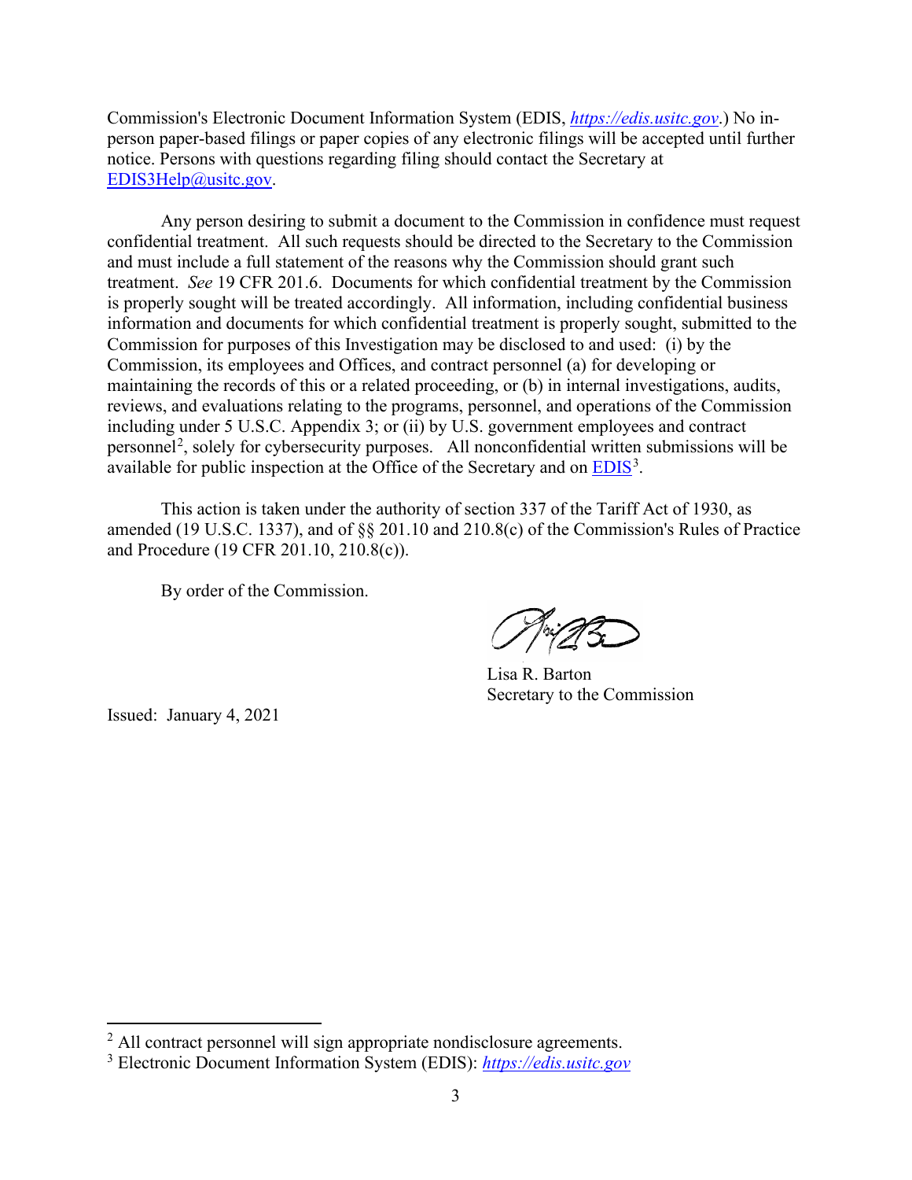Commission's Electronic Document Information System (EDIS, *https://edis.usitc.gov*.) No in-person paper-based filings or paper copies of any electronic filings will be accepted until further notice. Persons with questions regarding filing should contact the Secretary at EDIS3Help@usitc.gov.

Any person desiring to submit a document to the Commission in confidence must request confidential treatment. All such requests should be directed to the Secretary to the Commission and must include a full statement of the reasons why the Commission should grant such treatment. *See* 19 CFR 201.6. Documents for which confidential treatment by the Commission is properly sought will be treated accordingly. All information, including confidential business information and documents for which confidential treatment is properly sought, submitted to the Commission for purposes of this Investigation may be disclosed to and used: (i) by the Commission, its employees and Offices, and contract personnel (a) for developing or maintaining the records of this or a related proceeding, or (b) in internal investigations, audits, reviews, and evaluations relating to the programs, personnel, and operations of the Commission including under 5 U.S.C. Appendix 3; or (ii) by U.S. government employees and contract personnel[2], solely for cybersecurity purposes. All nonconfidential written submissions will be available for public inspection at the Office of the Secretary and on EDIS[3].

This action is taken under the authority of section 337 of the Tariff Act of 1930, as amended (19 U.S.C. 1337), and of §§ 201.10 and 210.8(c) of the Commission's Rules of Practice and Procedure (19 CFR 201.10, 210.8(c)).

By order of the Commission.

Lisa R. Barton
Secretary to the Commission

Issued: January 4, 2021

[2] All contract personnel will sign appropriate nondisclosure agreements.

[3] Electronic Document Information System (EDIS): *https://edis.usitc.gov*